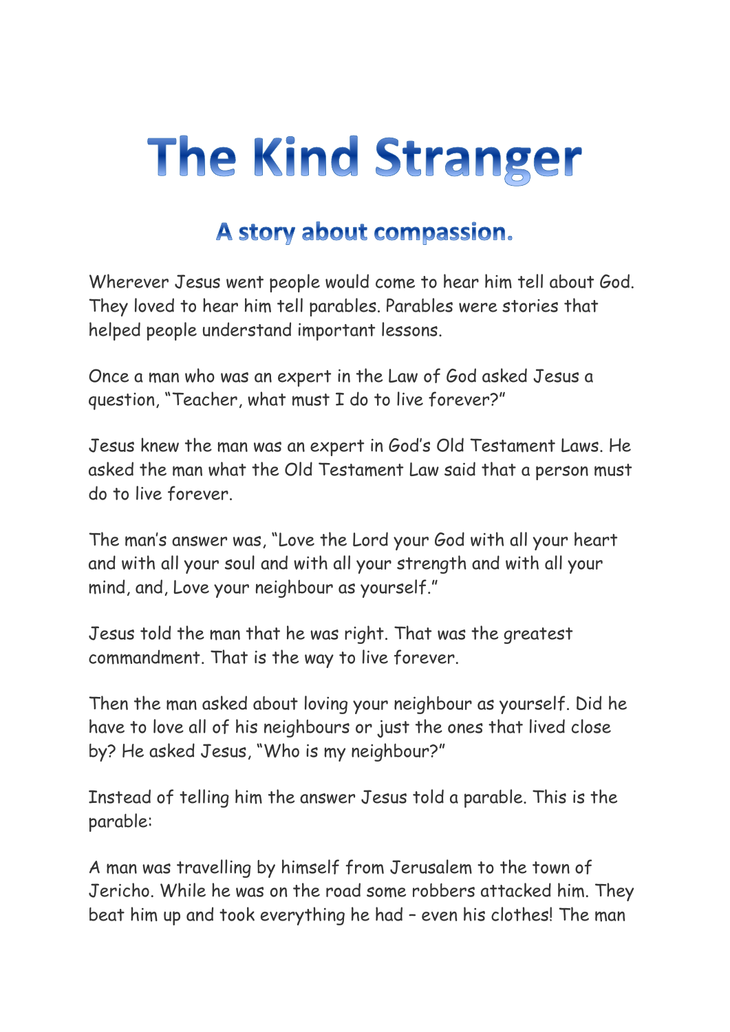# The Kind Stranger

## A story about compassion.

Wherever Jesus went people would come to hear him tell about God. They loved to hear him tell parables. Parables were stories that helped people understand important lessons.

Once a man who was an expert in the Law of God asked Jesus a question, "Teacher, what must I do to live forever?"

Jesus knew the man was an expert in God's Old Testament Laws. He asked the man what the Old Testament Law said that a person must do to live forever.

The man's answer was, "Love the Lord your God with all your heart and with all your soul and with all your strength and with all your mind, and, Love your neighbour as yourself."

Jesus told the man that he was right. That was the greatest commandment. That is the way to live forever.

Then the man asked about loving your neighbour as yourself. Did he have to love all of his neighbours or just the ones that lived close by? He asked Jesus, "Who is my neighbour?"

Instead of telling him the answer Jesus told a parable. This is the parable:

A man was travelling by himself from Jerusalem to the town of Jericho. While he was on the road some robbers attacked him. They beat him up and took everything he had – even his clothes! The man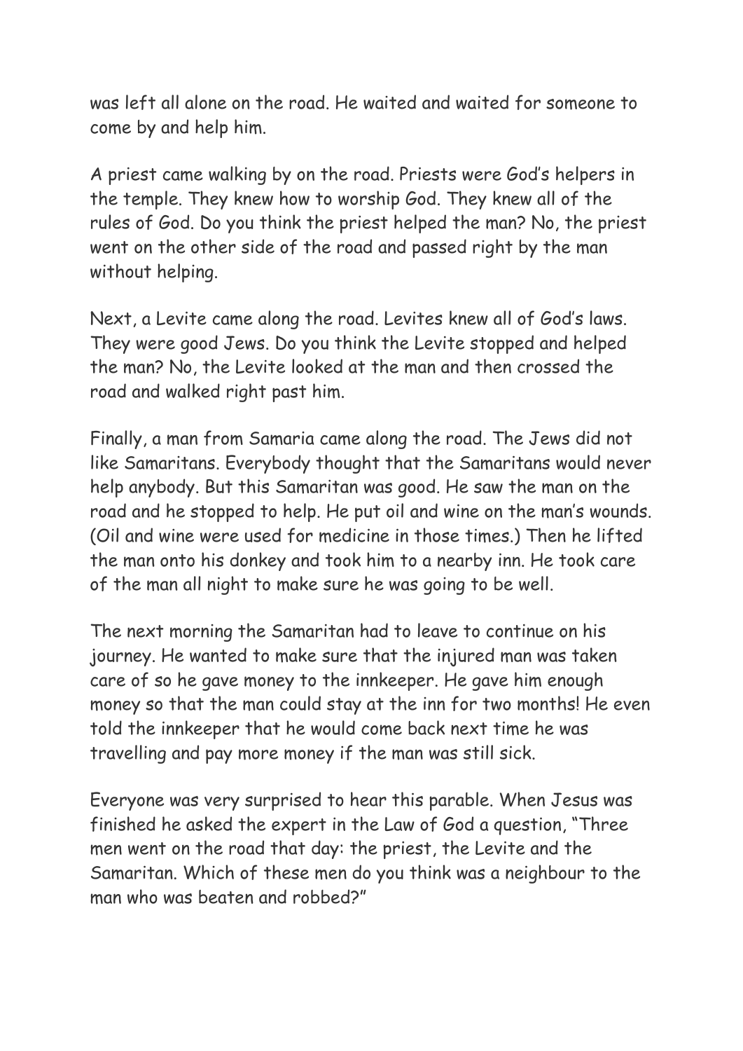was left all alone on the road. He waited and waited for someone to come by and help him.

A priest came walking by on the road. Priests were God's helpers in the temple. They knew how to worship God. They knew all of the rules of God. Do you think the priest helped the man? No, the priest went on the other side of the road and passed right by the man without helping.

Next, a Levite came along the road. Levites knew all of God's laws. They were good Jews. Do you think the Levite stopped and helped the man? No, the Levite looked at the man and then crossed the road and walked right past him.

Finally, a man from Samaria came along the road. The Jews did not like Samaritans. Everybody thought that the Samaritans would never help anybody. But this Samaritan was good. He saw the man on the road and he stopped to help. He put oil and wine on the man's wounds. (Oil and wine were used for medicine in those times.) Then he lifted the man onto his donkey and took him to a nearby inn. He took care of the man all night to make sure he was going to be well.

The next morning the Samaritan had to leave to continue on his journey. He wanted to make sure that the injured man was taken care of so he gave money to the innkeeper. He gave him enough money so that the man could stay at the inn for two months! He even told the innkeeper that he would come back next time he was travelling and pay more money if the man was still sick.

Everyone was very surprised to hear this parable. When Jesus was finished he asked the expert in the Law of God a question, "Three men went on the road that day: the priest, the Levite and the Samaritan. Which of these men do you think was a neighbour to the man who was beaten and robbed?"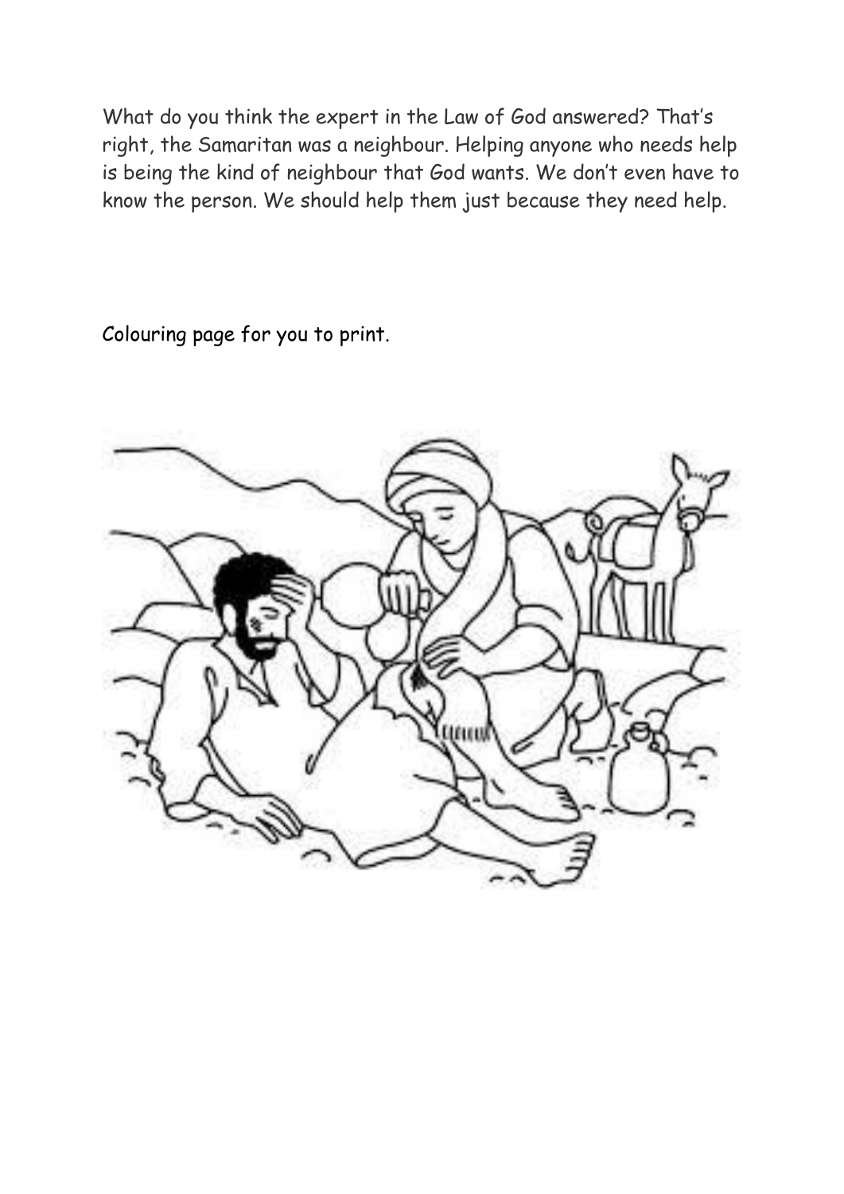What do you think the expert in the Law of God answered? That's right, the Samaritan was a neighbour. Helping anyone who needs help is being the kind of neighbour that God wants. We don't even have to know the person. We should help them just because they need help.

Colouring page for you to print.